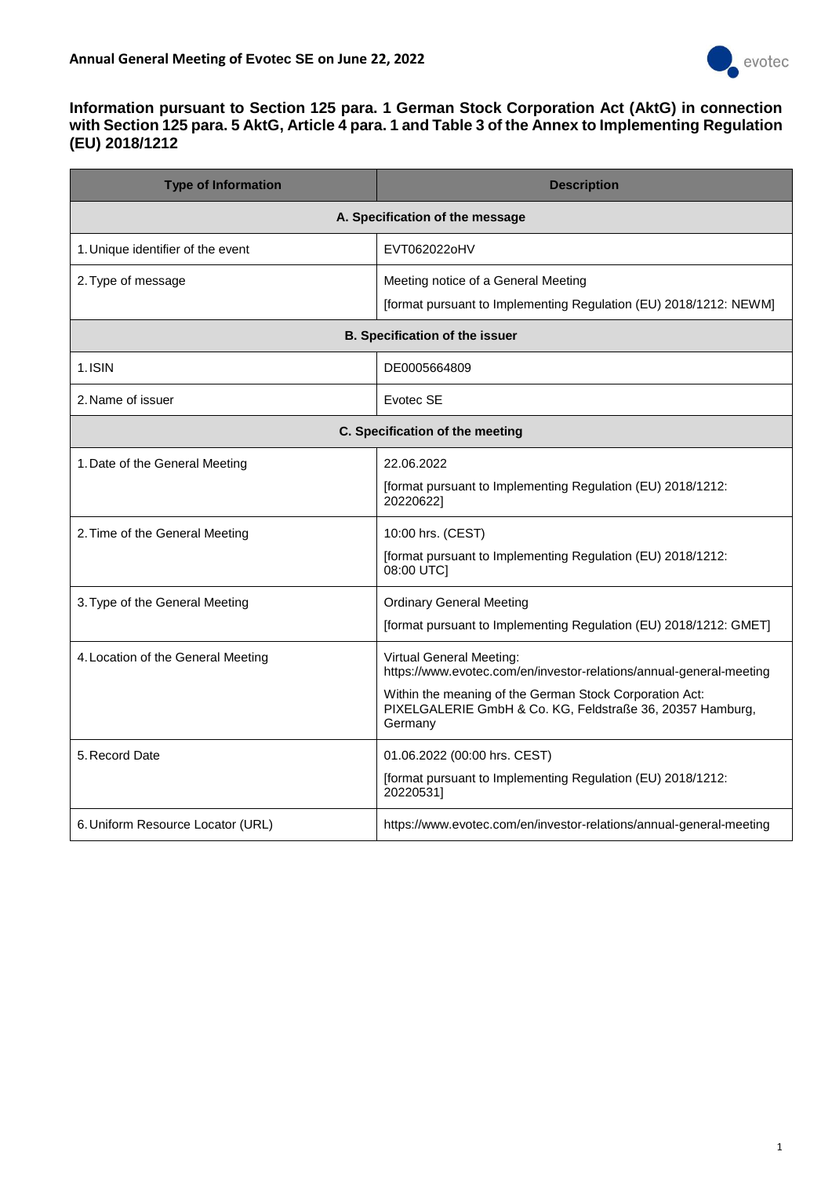**Annual General Meeting of Evotec SE on June 22, 2022**

## Information pursuant to Section 125 para. 1 German Stock Corporation Act (AktG) in connection with Section 125 para. 5 AktG, Article 4 para. 1 and Table 3 of the Annex to Implementing Regulation (EU) 2018/1212

| Type of Information | Description |
|---|---|
| **A. Specification of the message** | |
| 1. Unique identifier of the event | EVT062022oHV |
| 2. Type of message | Meeting notice of a General Meeting<br>[format pursuant to Implementing Regulation (EU) 2018/1212: NEWM] |
| **B. Specification of the issuer** | |
| 1. ISIN | DE0005664809 |
| 2. Name of issuer | Evotec SE |
| **C. Specification of the meeting** | |
| 1. Date of the General Meeting | 22.06.2022<br>[format pursuant to Implementing Regulation (EU) 2018/1212: 20220622] |
| 2. Time of the General Meeting | 10:00 hrs. (CEST)<br>[format pursuant to Implementing Regulation (EU) 2018/1212: 08:00 UTC] |
| 3. Type of the General Meeting | Ordinary General Meeting<br>[format pursuant to Implementing Regulation (EU) 2018/1212: GMET] |
| 4. Location of the General Meeting | Virtual General Meeting: https://www.evotec.com/en/investor-relations/annual-general-meeting<br>Within the meaning of the German Stock Corporation Act: PIXELGALERIE GmbH & Co. KG, Feldstraße 36, 20357 Hamburg, Germany |
| 5. Record Date | 01.06.2022 (00:00 hrs. CEST)<br>[format pursuant to Implementing Regulation (EU) 2018/1212: 20220531] |
| 6. Uniform Resource Locator (URL) | https://www.evotec.com/en/investor-relations/annual-general-meeting |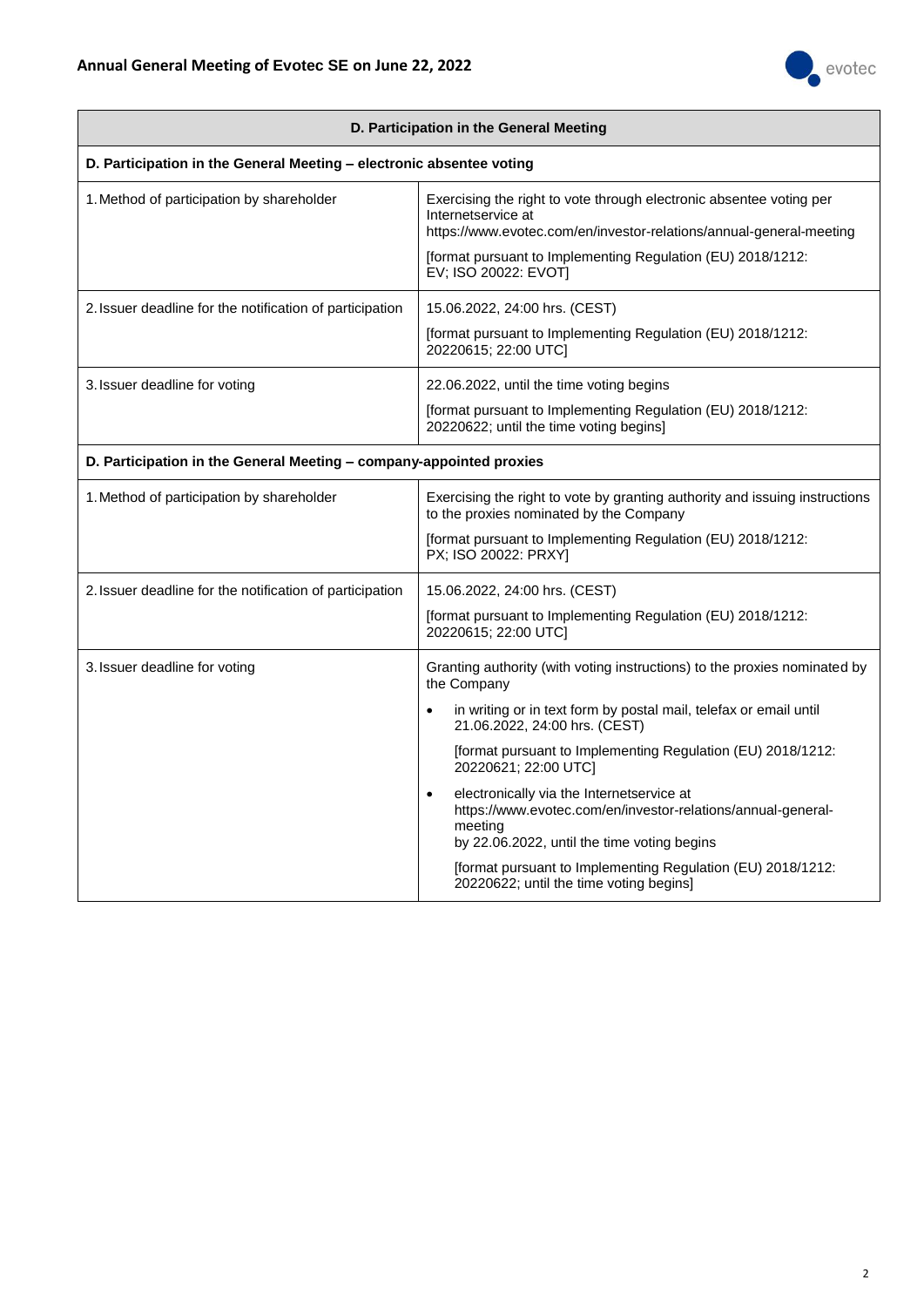| D. Participation in the General Meeting | |
|---|---|
| **D. Participation in the General Meeting – electronic absentee voting** | |
| 1. Method of participation by shareholder | Exercising the right to vote through electronic absentee voting per Internetservice at https://www.evotec.com/en/investor-relations/annual-general-meeting<br><br>[format pursuant to Implementing Regulation (EU) 2018/1212: EV; ISO 20022: EVOT] |
| 2. Issuer deadline for the notification of participation | 15.06.2022, 24:00 hrs. (CEST)<br><br>[format pursuant to Implementing Regulation (EU) 2018/1212: 20220615; 22:00 UTC] |
| 3. Issuer deadline for voting | 22.06.2022, until the time voting begins<br><br>[format pursuant to Implementing Regulation (EU) 2018/1212: 20220622; until the time voting begins] |
| **D. Participation in the General Meeting – company-appointed proxies** | |
| 1. Method of participation by shareholder | Exercising the right to vote by granting authority and issuing instructions to the proxies nominated by the Company<br><br>[format pursuant to Implementing Regulation (EU) 2018/1212: PX; ISO 20022: PRXY] |
| 2. Issuer deadline for the notification of participation | 15.06.2022, 24:00 hrs. (CEST)<br><br>[format pursuant to Implementing Regulation (EU) 2018/1212: 20220615; 22:00 UTC] |
| 3. Issuer deadline for voting | Granting authority (with voting instructions) to the proxies nominated by the Company<br><br>• in writing or in text form by postal mail, telefax or email until 21.06.2022, 24:00 hrs. (CEST)<br><br>[format pursuant to Implementing Regulation (EU) 2018/1212: 20220621; 22:00 UTC]<br><br>• electronically via the Internetservice at https://www.evotec.com/en/investor-relations/annual-general-meeting by 22.06.2022, until the time voting begins<br><br>[format pursuant to Implementing Regulation (EU) 2018/1212: 20220622; until the time voting begins] |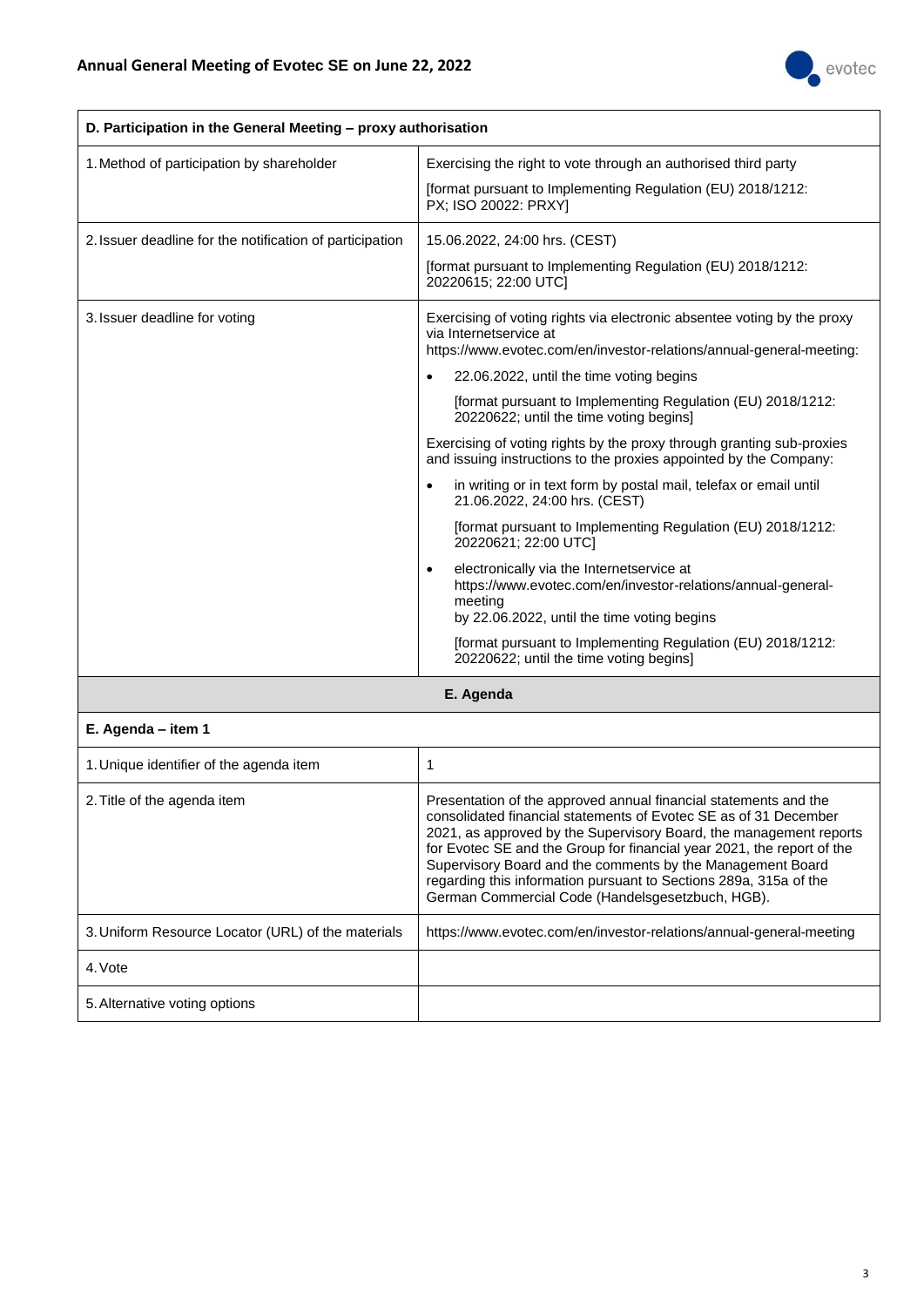| D. Participation in the General Meeting – proxy authorisation | |
|---|---|
| 1. Method of participation by shareholder | Exercising the right to vote through an authorised third party<br><br>[format pursuant to Implementing Regulation (EU) 2018/1212: PX; ISO 20022: PRXY] |
| 2. Issuer deadline for the notification of participation | 15.06.2022, 24:00 hrs. (CEST)<br><br>[format pursuant to Implementing Regulation (EU) 2018/1212: 20220615; 22:00 UTC] |
| 3. Issuer deadline for voting | Exercising of voting rights via electronic absentee voting by the proxy via Internetservice at https://www.evotec.com/en/investor-relations/annual-general-meeting:<br><br>• 22.06.2022, until the time voting begins<br><br>[format pursuant to Implementing Regulation (EU) 2018/1212: 20220622; until the time voting begins]<br><br>Exercising of voting rights by the proxy through granting sub-proxies and issuing instructions to the proxies appointed by the Company:<br><br>• in writing or in text form by postal mail, telefax or email until 21.06.2022, 24:00 hrs. (CEST)<br><br>[format pursuant to Implementing Regulation (EU) 2018/1212: 20220621; 22:00 UTC]<br><br>• electronically via the Internetservice at https://www.evotec.com/en/investor-relations/annual-general-meeting by 22.06.2022, until the time voting begins<br><br>[format pursuant to Implementing Regulation (EU) 2018/1212: 20220622; until the time voting begins] |

## E. Agenda

| E. Agenda – item 1 | |
|---|---|
| 1. Unique identifier of the agenda item | 1 |
| 2. Title of the agenda item | Presentation of the approved annual financial statements and the consolidated financial statements of Evotec SE as of 31 December 2021, as approved by the Supervisory Board, the management reports for Evotec SE and the Group for financial year 2021, the report of the Supervisory Board and the comments by the Management Board regarding this information pursuant to Sections 289a, 315a of the German Commercial Code (Handelsgesetzbuch, HGB). |
| 3. Uniform Resource Locator (URL) of the materials | https://www.evotec.com/en/investor-relations/annual-general-meeting |
| 4. Vote | |
| 5. Alternative voting options | |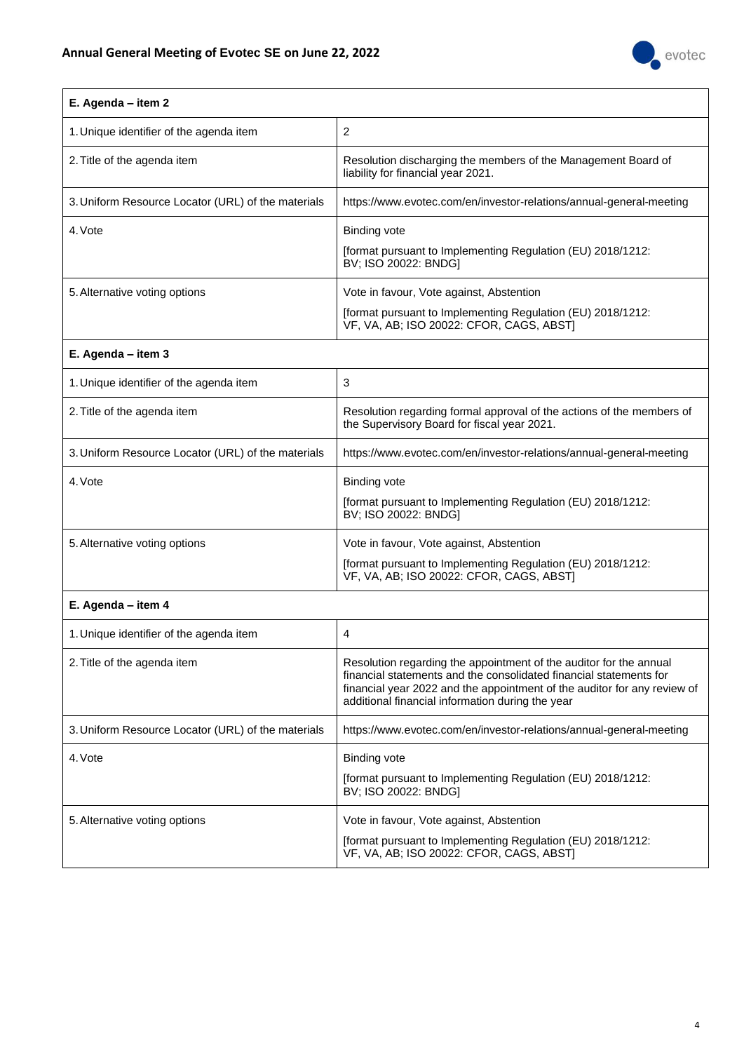| E. Agenda – item 2 | |
|---|---|
| 1. Unique identifier of the agenda item | 2 |
| 2. Title of the agenda item | Resolution discharging the members of the Management Board of liability for financial year 2021. |
| 3. Uniform Resource Locator (URL) of the materials | https://www.evotec.com/en/investor-relations/annual-general-meeting |
| 4. Vote | Binding vote<br><br>[format pursuant to Implementing Regulation (EU) 2018/1212: BV; ISO 20022: BNDG] |
| 5. Alternative voting options | Vote in favour, Vote against, Abstention<br><br>[format pursuant to Implementing Regulation (EU) 2018/1212: VF, VA, AB; ISO 20022: CFOR, CAGS, ABST] |
| **E. Agenda – item 3** | |
| 1. Unique identifier of the agenda item | 3 |
| 2. Title of the agenda item | Resolution regarding formal approval of the actions of the members of the Supervisory Board for fiscal year 2021. |
| 3. Uniform Resource Locator (URL) of the materials | https://www.evotec.com/en/investor-relations/annual-general-meeting |
| 4. Vote | Binding vote<br><br>[format pursuant to Implementing Regulation (EU) 2018/1212: BV; ISO 20022: BNDG] |
| 5. Alternative voting options | Vote in favour, Vote against, Abstention<br><br>[format pursuant to Implementing Regulation (EU) 2018/1212: VF, VA, AB; ISO 20022: CFOR, CAGS, ABST] |
| **E. Agenda – item 4** | |
| 1. Unique identifier of the agenda item | 4 |
| 2. Title of the agenda item | Resolution regarding the appointment of the auditor for the annual financial statements and the consolidated financial statements for financial year 2022 and the appointment of the auditor for any review of additional financial information during the year |
| 3. Uniform Resource Locator (URL) of the materials | https://www.evotec.com/en/investor-relations/annual-general-meeting |
| 4. Vote | Binding vote<br><br>[format pursuant to Implementing Regulation (EU) 2018/1212: BV; ISO 20022: BNDG] |
| 5. Alternative voting options | Vote in favour, Vote against, Abstention<br><br>[format pursuant to Implementing Regulation (EU) 2018/1212: VF, VA, AB; ISO 20022: CFOR, CAGS, ABST] |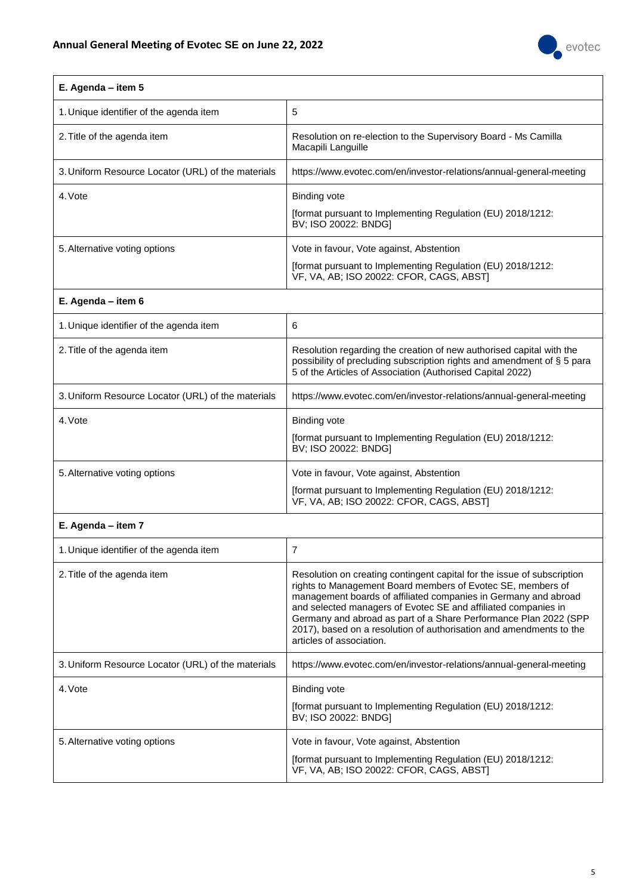| E. Agenda – item 5 | |
|---|---|
| 1. Unique identifier of the agenda item | 5 |
| 2. Title of the agenda item | Resolution on re-election to the Supervisory Board - Ms Camilla Macapili Languille |
| 3. Uniform Resource Locator (URL) of the materials | https://www.evotec.com/en/investor-relations/annual-general-meeting |
| 4. Vote | Binding vote<br>[format pursuant to Implementing Regulation (EU) 2018/1212: BV; ISO 20022: BNDG] |
| 5. Alternative voting options | Vote in favour, Vote against, Abstention<br>[format pursuant to Implementing Regulation (EU) 2018/1212: VF, VA, AB; ISO 20022: CFOR, CAGS, ABST] |

| E. Agenda – item 6 | |
|---|---|
| 1. Unique identifier of the agenda item | 6 |
| 2. Title of the agenda item | Resolution regarding the creation of new authorised capital with the possibility of precluding subscription rights and amendment of § 5 para 5 of the Articles of Association (Authorised Capital 2022) |
| 3. Uniform Resource Locator (URL) of the materials | https://www.evotec.com/en/investor-relations/annual-general-meeting |
| 4. Vote | Binding vote<br>[format pursuant to Implementing Regulation (EU) 2018/1212: BV; ISO 20022: BNDG] |
| 5. Alternative voting options | Vote in favour, Vote against, Abstention<br>[format pursuant to Implementing Regulation (EU) 2018/1212: VF, VA, AB; ISO 20022: CFOR, CAGS, ABST] |

| E. Agenda – item 7 | |
|---|---|
| 1. Unique identifier of the agenda item | 7 |
| 2. Title of the agenda item | Resolution on creating contingent capital for the issue of subscription rights to Management Board members of Evotec SE, members of management boards of affiliated companies in Germany and abroad and selected managers of Evotec SE and affiliated companies in Germany and abroad as part of a Share Performance Plan 2022 (SPP 2017), based on a resolution of authorisation and amendments to the articles of association. |
| 3. Uniform Resource Locator (URL) of the materials | https://www.evotec.com/en/investor-relations/annual-general-meeting |
| 4. Vote | Binding vote<br>[format pursuant to Implementing Regulation (EU) 2018/1212: BV; ISO 20022: BNDG] |
| 5. Alternative voting options | Vote in favour, Vote against, Abstention<br>[format pursuant to Implementing Regulation (EU) 2018/1212: VF, VA, AB; ISO 20022: CFOR, CAGS, ABST] |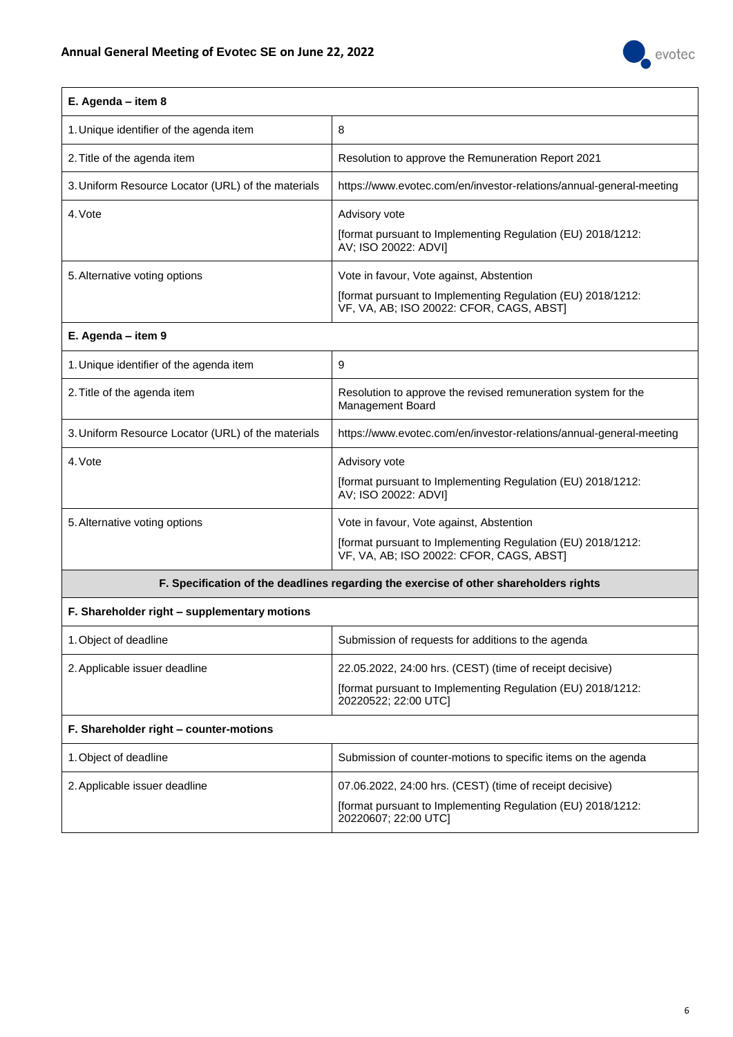| E. Agenda – item 8 | |
|---|---|
| 1. Unique identifier of the agenda item | 8 |
| 2. Title of the agenda item | Resolution to approve the Remuneration Report 2021 |
| 3. Uniform Resource Locator (URL) of the materials | https://www.evotec.com/en/investor-relations/annual-general-meeting |
| 4. Vote | Advisory vote<br><br>[format pursuant to Implementing Regulation (EU) 2018/1212: AV; ISO 20022: ADVI] |
| 5. Alternative voting options | Vote in favour, Vote against, Abstention<br><br>[format pursuant to Implementing Regulation (EU) 2018/1212: VF, VA, AB; ISO 20022: CFOR, CAGS, ABST] |
| **E. Agenda – item 9** | |
| 1. Unique identifier of the agenda item | 9 |
| 2. Title of the agenda item | Resolution to approve the revised remuneration system for the Management Board |
| 3. Uniform Resource Locator (URL) of the materials | https://www.evotec.com/en/investor-relations/annual-general-meeting |
| 4. Vote | Advisory vote<br><br>[format pursuant to Implementing Regulation (EU) 2018/1212: AV; ISO 20022: ADVI] |
| 5. Alternative voting options | Vote in favour, Vote against, Abstention<br><br>[format pursuant to Implementing Regulation (EU) 2018/1212: VF, VA, AB; ISO 20022: CFOR, CAGS, ABST] |

| F. Specification of the deadlines regarding the exercise of other shareholders rights | |
|---|---|
| **F. Shareholder right – supplementary motions** | |
| 1. Object of deadline | Submission of requests for additions to the agenda |
| 2. Applicable issuer deadline | 22.05.2022, 24:00 hrs. (CEST) (time of receipt decisive)<br><br>[format pursuant to Implementing Regulation (EU) 2018/1212: 20220522; 22:00 UTC] |
| **F. Shareholder right – counter-motions** | |
| 1. Object of deadline | Submission of counter-motions to specific items on the agenda |
| 2. Applicable issuer deadline | 07.06.2022, 24:00 hrs. (CEST) (time of receipt decisive)<br><br>[format pursuant to Implementing Regulation (EU) 2018/1212: 20220607; 22:00 UTC] |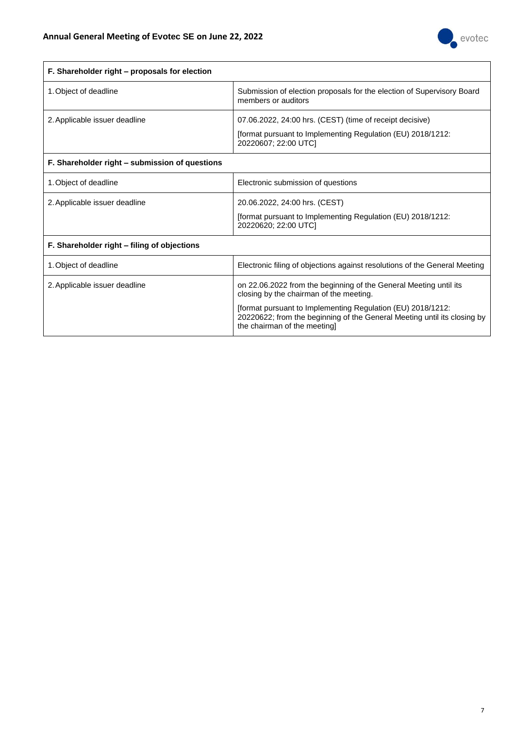| F. Shareholder right – proposals for election | |
|---|---|
| 1. Object of deadline | Submission of election proposals for the election of Supervisory Board members or auditors |
| 2. Applicable issuer deadline | 07.06.2022, 24:00 hrs. (CEST) (time of receipt decisive)<br><br>[format pursuant to Implementing Regulation (EU) 2018/1212: 20220607; 22:00 UTC] |

| F. Shareholder right – submission of questions | |
|---|---|
| 1. Object of deadline | Electronic submission of questions |
| 2. Applicable issuer deadline | 20.06.2022, 24:00 hrs. (CEST)<br><br>[format pursuant to Implementing Regulation (EU) 2018/1212: 20220620; 22:00 UTC] |

| F. Shareholder right – filing of objections | |
|---|---|
| 1. Object of deadline | Electronic filing of objections against resolutions of the General Meeting |
| 2. Applicable issuer deadline | on 22.06.2022 from the beginning of the General Meeting until its closing by the chairman of the meeting.<br><br>[format pursuant to Implementing Regulation (EU) 2018/1212: 20220622; from the beginning of the General Meeting until its closing by the chairman of the meeting] |